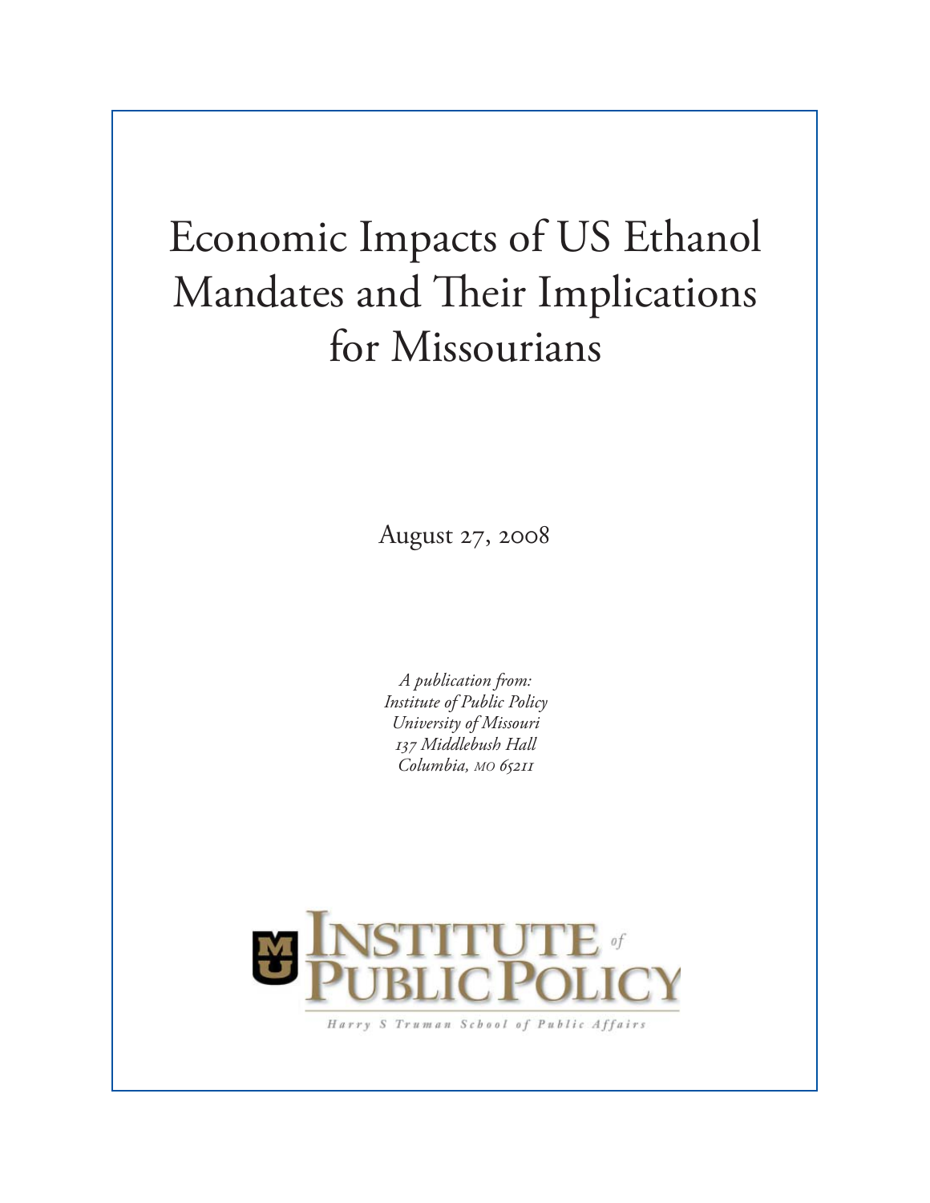# Economic Impacts of US Ethanol Mandates and Their Implications for Missourians

August 27, 2008

*A publication from:*
*Institute of Public Policy*
*University of Missouri*
*137 Middlebush Hall*
*Columbia, MO 65211*

INSTITUTE of PUBLIC POLICY

Harry S Truman School of Public Affairs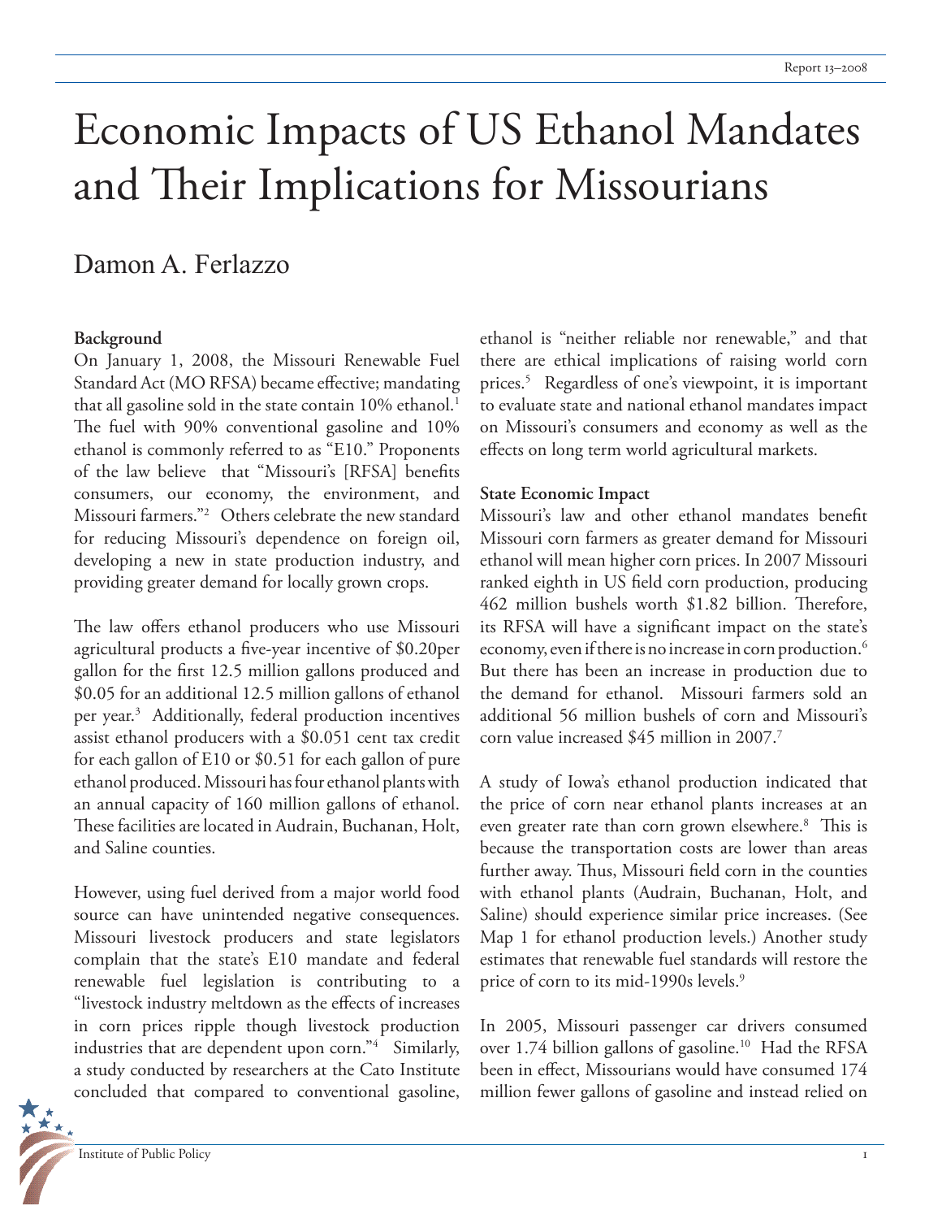# Economic Impacts of US Ethanol Mandates and Their Implications for Missourians

## Damon A. Ferlazzo

**Background**

On January 1, 2008, the Missouri Renewable Fuel Standard Act (MO RFSA) became effective; mandating that all gasoline sold in the state contain 10% ethanol.[1] The fuel with 90% conventional gasoline and 10% ethanol is commonly referred to as "E10." Proponents of the law believe that "Missouri's [RFSA] benefits consumers, our economy, the environment, and Missouri farmers."[2] Others celebrate the new standard for reducing Missouri's dependence on foreign oil, developing a new in state production industry, and providing greater demand for locally grown crops.

The law offers ethanol producers who use Missouri agricultural products a five-year incentive of $0.20per gallon for the first 12.5 million gallons produced and $0.05 for an additional 12.5 million gallons of ethanol per year.[3] Additionally, federal production incentives assist ethanol producers with a $0.051 cent tax credit for each gallon of E10 or $0.51 for each gallon of pure ethanol produced. Missouri has four ethanol plants with an annual capacity of 160 million gallons of ethanol. These facilities are located in Audrain, Buchanan, Holt, and Saline counties.

However, using fuel derived from a major world food source can have unintended negative consequences. Missouri livestock producers and state legislators complain that the state's E10 mandate and federal renewable fuel legislation is contributing to a "livestock industry meltdown as the effects of increases in corn prices ripple though livestock production industries that are dependent upon corn."[4] Similarly, a study conducted by researchers at the Cato Institute concluded that compared to conventional gasoline, ethanol is "neither reliable nor renewable," and that there are ethical implications of raising world corn prices.[5] Regardless of one's viewpoint, it is important to evaluate state and national ethanol mandates impact on Missouri's consumers and economy as well as the effects on long term world agricultural markets.

**State Economic Impact**

Missouri's law and other ethanol mandates benefit Missouri corn farmers as greater demand for Missouri ethanol will mean higher corn prices. In 2007 Missouri ranked eighth in US field corn production, producing 462 million bushels worth $1.82 billion. Therefore, its RFSA will have a significant impact on the state's economy, even if there is no increase in corn production.[6] But there has been an increase in production due to the demand for ethanol. Missouri farmers sold an additional 56 million bushels of corn and Missouri's corn value increased $45 million in 2007.[7]

A study of Iowa's ethanol production indicated that the price of corn near ethanol plants increases at an even greater rate than corn grown elsewhere.[8] This is because the transportation costs are lower than areas further away. Thus, Missouri field corn in the counties with ethanol plants (Audrain, Buchanan, Holt, and Saline) should experience similar price increases. (See Map 1 for ethanol production levels.) Another study estimates that renewable fuel standards will restore the price of corn to its mid-1990s levels.[9]

In 2005, Missouri passenger car drivers consumed over 1.74 billion gallons of gasoline.[10] Had the RFSA been in effect, Missourians would have consumed 174 million fewer gallons of gasoline and instead relied on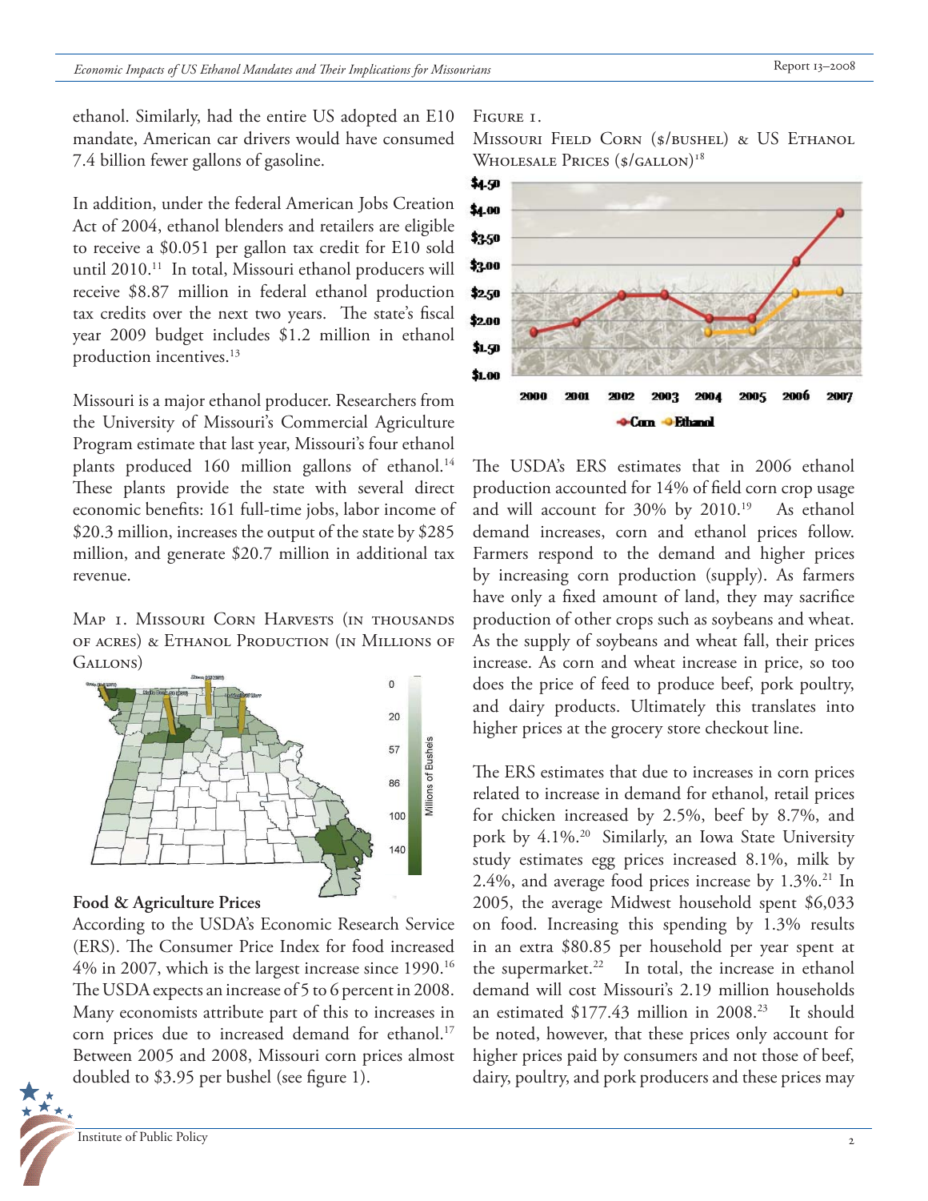ethanol. Similarly, had the entire US adopted an E10 mandate, American car drivers would have consumed 7.4 billion fewer gallons of gasoline.

In addition, under the federal American Jobs Creation Act of 2004, ethanol blenders and retailers are eligible to receive a $0.051 per gallon tax credit for E10 sold until 2010.[11] In total, Missouri ethanol producers will receive $8.87 million in federal ethanol production tax credits over the next two years. The state's fiscal year 2009 budget includes $1.2 million in ethanol production incentives.[13]

Missouri is a major ethanol producer. Researchers from the University of Missouri's Commercial Agriculture Program estimate that last year, Missouri's four ethanol plants produced 160 million gallons of ethanol.[14] These plants provide the state with several direct economic benefits: 161 full-time jobs, labor income of $20.3 million, increases the output of the state by $285 million, and generate $20.7 million in additional tax revenue.

Map 1. Missouri Corn Harvests (in thousands of acres) & Ethanol Production (in Millions of Gallons)

## Food & Agriculture Prices

According to the USDA's Economic Research Service (ERS). The Consumer Price Index for food increased 4% in 2007, which is the largest increase since 1990.[16] The USDA expects an increase of 5 to 6 percent in 2008. Many economists attribute part of this to increases in corn prices due to increased demand for ethanol.[17] Between 2005 and 2008, Missouri corn prices almost doubled to $3.95 per bushel (see figure 1).

Figure 1.
Missouri Field Corn ($/bushel) & US Ethanol Wholesale Prices ($/gallon)[18]

The USDA's ERS estimates that in 2006 ethanol production accounted for 14% of field corn crop usage and will account for 30% by 2010.[19] As ethanol demand increases, corn and ethanol prices follow. Farmers respond to the demand and higher prices by increasing corn production (supply). As farmers have only a fixed amount of land, they may sacrifice production of other crops such as soybeans and wheat. As the supply of soybeans and wheat fall, their prices increase. As corn and wheat increase in price, so too does the price of feed to produce beef, pork poultry, and dairy products. Ultimately this translates into higher prices at the grocery store checkout line.

The ERS estimates that due to increases in corn prices related to increase in demand for ethanol, retail prices for chicken increased by 2.5%, beef by 8.7%, and pork by 4.1%.[20] Similarly, an Iowa State University study estimates egg prices increased 8.1%, milk by 2.4%, and average food prices increase by 1.3%.[21] In 2005, the average Midwest household spent $6,033 on food. Increasing this spending by 1.3% results in an extra $80.85 per household per year spent at the supermarket.[22] In total, the increase in ethanol demand will cost Missouri's 2.19 million households an estimated $177.43 million in 2008.[23] It should be noted, however, that these prices only account for higher prices paid by consumers and not those of beef, dairy, poultry, and pork producers and these prices may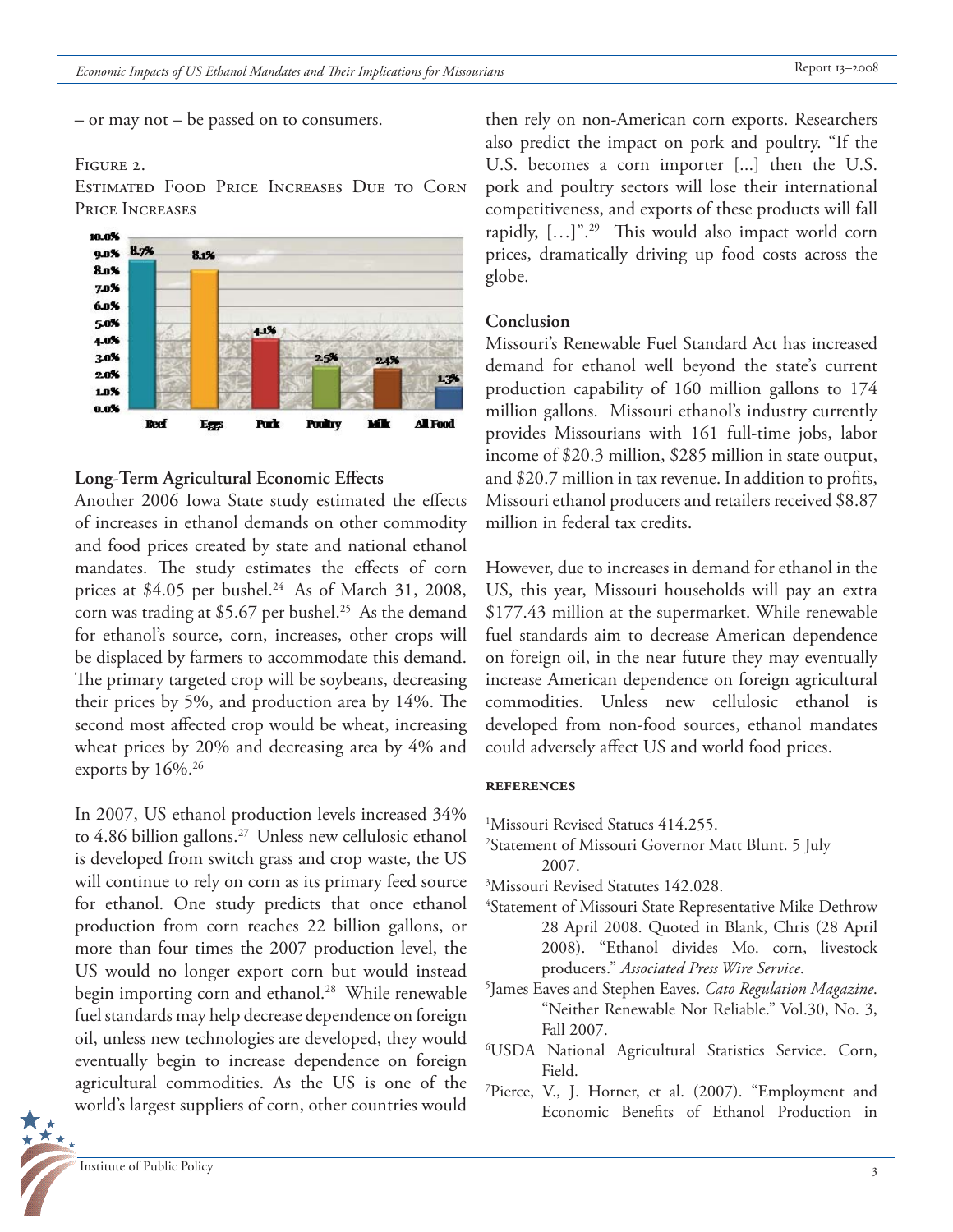– or may not – be passed on to consumers.

Figure 2.
Estimated Food Price Increases Due to Corn Price Increases

| | Beef | Eggs | Pork | Poultry | Milk | All Food |
|---|---|---|---|---|---|---|
| Estimated price increase | 8.7% | 8.1% | 4.1% | 2.5% | 2.4% | 1.3% |

### Long-Term Agricultural Economic Effects

Another 2006 Iowa State study estimated the effects of increases in ethanol demands on other commodity and food prices created by state and national ethanol mandates. The study estimates the effects of corn prices at $4.05 per bushel.[24] As of March 31, 2008, corn was trading at $5.67 per bushel.[25] As the demand for ethanol's source, corn, increases, other crops will be displaced by farmers to accommodate this demand. The primary targeted crop will be soybeans, decreasing their prices by 5%, and production area by 14%. The second most affected crop would be wheat, increasing wheat prices by 20% and decreasing area by 4% and exports by 16%.[26]

In 2007, US ethanol production levels increased 34% to 4.86 billion gallons.[27] Unless new cellulosic ethanol is developed from switch grass and crop waste, the US will continue to rely on corn as its primary feed source for ethanol. One study predicts that once ethanol production from corn reaches 22 billion gallons, or more than four times the 2007 production level, the US would no longer export corn but would instead begin importing corn and ethanol.[28] While renewable fuel standards may help decrease dependence on foreign oil, unless new technologies are developed, they would eventually begin to increase dependence on foreign agricultural commodities. As the US is one of the world's largest suppliers of corn, other countries would then rely on non-American corn exports. Researchers also predict the impact on pork and poultry. "If the U.S. becomes a corn importer [...] then the U.S. pork and poultry sectors will lose their international competitiveness, and exports of these products will fall rapidly, […]".[29] This would also impact world corn prices, dramatically driving up food costs across the globe.

### Conclusion

Missouri's Renewable Fuel Standard Act has increased demand for ethanol well beyond the state's current production capability of 160 million gallons to 174 million gallons. Missouri ethanol's industry currently provides Missourians with 161 full-time jobs, labor income of $20.3 million, $285 million in state output, and $20.7 million in tax revenue. In addition to profits, Missouri ethanol producers and retailers received $8.87 million in federal tax credits.

However, due to increases in demand for ethanol in the US, this year, Missouri households will pay an extra $177.43 million at the supermarket. While renewable fuel standards aim to decrease American dependence on foreign oil, in the near future they may eventually increase American dependence on foreign agricultural commodities. Unless new cellulosic ethanol is developed from non-food sources, ethanol mandates could adversely affect US and world food prices.

#### References

[1]Missouri Revised Statues 414.255.

[2]Statement of Missouri Governor Matt Blunt. 5 July 2007.

[3]Missouri Revised Statutes 142.028.

[4]Statement of Missouri State Representative Mike Dethrow 28 April 2008. Quoted in Blank, Chris (28 April 2008). "Ethanol divides Mo. corn, livestock producers." *Associated Press Wire Service*.

[5]James Eaves and Stephen Eaves. *Cato Regulation Magazine*. "Neither Renewable Nor Reliable." Vol.30, No. 3, Fall 2007.

[6]USDA National Agricultural Statistics Service. Corn, Field.

[7]Pierce, V., J. Horner, et al. (2007). "Employment and Economic Benefits of Ethanol Production in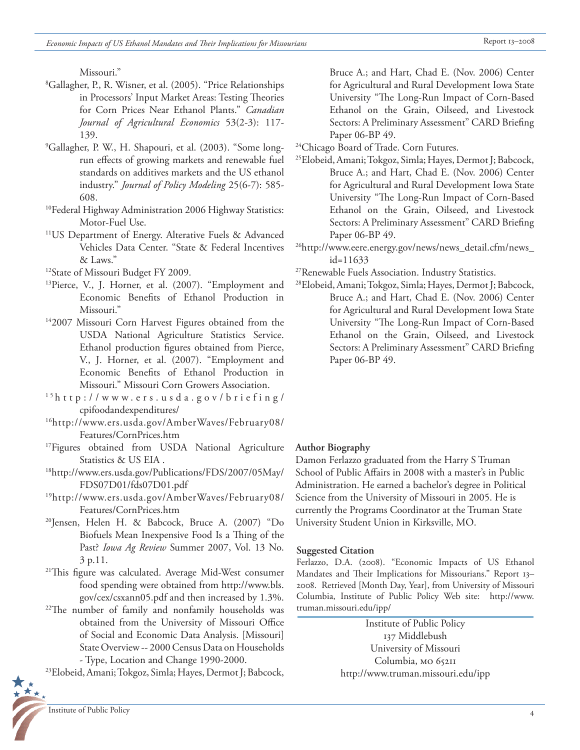Missouri."

[8]Gallagher, P., R. Wisner, et al. (2005). "Price Relationships in Processors' Input Market Areas: Testing Theories for Corn Prices Near Ethanol Plants." *Canadian Journal of Agricultural Economics* 53(2-3): 117-139.

[9]Gallagher, P. W., H. Shapouri, et al. (2003). "Some long-run effects of growing markets and renewable fuel standards on additives markets and the US ethanol industry." *Journal of Policy Modeling* 25(6-7): 585-608.

[10]Federal Highway Administration 2006 Highway Statistics: Motor-Fuel Use.

[11]US Department of Energy. Alterative Fuels & Advanced Vehicles Data Center. "State & Federal Incentives & Laws."

[12]State of Missouri Budget FY 2009.

[13]Pierce, V., J. Horner, et al. (2007). "Employment and Economic Benefits of Ethanol Production in Missouri."

[14]2007 Missouri Corn Harvest Figures obtained from the USDA National Agriculture Statistics Service. Ethanol production figures obtained from Pierce, V., J. Horner, et al. (2007). "Employment and Economic Benefits of Ethanol Production in Missouri." Missouri Corn Growers Association.

[15]http://www.ers.usda.gov/briefing/cpifoodandexpenditures/

[16]http://www.ers.usda.gov/AmberWaves/February08/Features/CornPrices.htm

[17]Figures obtained from USDA National Agriculture Statistics & US EIA .

[18]http://www.ers.usda.gov/Publications/FDS/2007/05May/FDS07D01/fds07D01.pdf

[19]http://www.ers.usda.gov/AmberWaves/February08/Features/CornPrices.htm

[20]Jensen, Helen H. & Babcock, Bruce A. (2007) "Do Biofuels Mean Inexpensive Food Is a Thing of the Past? *Iowa Ag Review* Summer 2007, Vol. 13 No. 3 p.11.

[21]This figure was calculated. Average Mid-West consumer food spending were obtained from http://www.bls.gov/cex/csxann05.pdf and then increased by 1.3%.

[22]The number of family and nonfamily households was obtained from the University of Missouri Office of Social and Economic Data Analysis. [Missouri] State Overview -- 2000 Census Data on Households - Type, Location and Change 1990-2000.

[23]Elobeid, Amani; Tokgoz, Simla; Hayes, Dermot J; Babcock, Bruce A.; and Hart, Chad E. (Nov. 2006) Center for Agricultural and Rural Development Iowa State University "The Long-Run Impact of Corn-Based Ethanol on the Grain, Oilseed, and Livestock Sectors: A Preliminary Assessment" CARD Briefing Paper 06-BP 49.

[24]Chicago Board of Trade. Corn Futures.

[25]Elobeid, Amani; Tokgoz, Simla; Hayes, Dermot J; Babcock, Bruce A.; and Hart, Chad E. (Nov. 2006) Center for Agricultural and Rural Development Iowa State University "The Long-Run Impact of Corn-Based Ethanol on the Grain, Oilseed, and Livestock Sectors: A Preliminary Assessment" CARD Briefing Paper 06-BP 49.

[26]http://www.eere.energy.gov/news/news_detail.cfm/news_id=11633

[27]Renewable Fuels Association. Industry Statistics.

[28]Elobeid, Amani; Tokgoz, Simla; Hayes, Dermot J; Babcock, Bruce A.; and Hart, Chad E. (Nov. 2006) Center for Agricultural and Rural Development Iowa State University "The Long-Run Impact of Corn-Based Ethanol on the Grain, Oilseed, and Livestock Sectors: A Preliminary Assessment" CARD Briefing Paper 06-BP 49.

**Author Biography**

Damon Ferlazzo graduated from the Harry S Truman School of Public Affairs in 2008 with a master's in Public Administration. He earned a bachelor's degree in Political Science from the University of Missouri in 2005. He is currently the Programs Coordinator at the Truman State University Student Union in Kirksville, MO.

**Suggested Citation**

Ferlazzo, D.A. (2008). "Economic Impacts of US Ethanol Mandates and Their Implications for Missourians." Report 13–2008. Retrieved [Month Day, Year], from University of Missouri Columbia, Institute of Public Policy Web site: http://www.truman.missouri.edu/ipp/

Institute of Public Policy
137 Middlebush
University of Missouri
Columbia, MO 65211
http://www.truman.missouri.edu/ipp